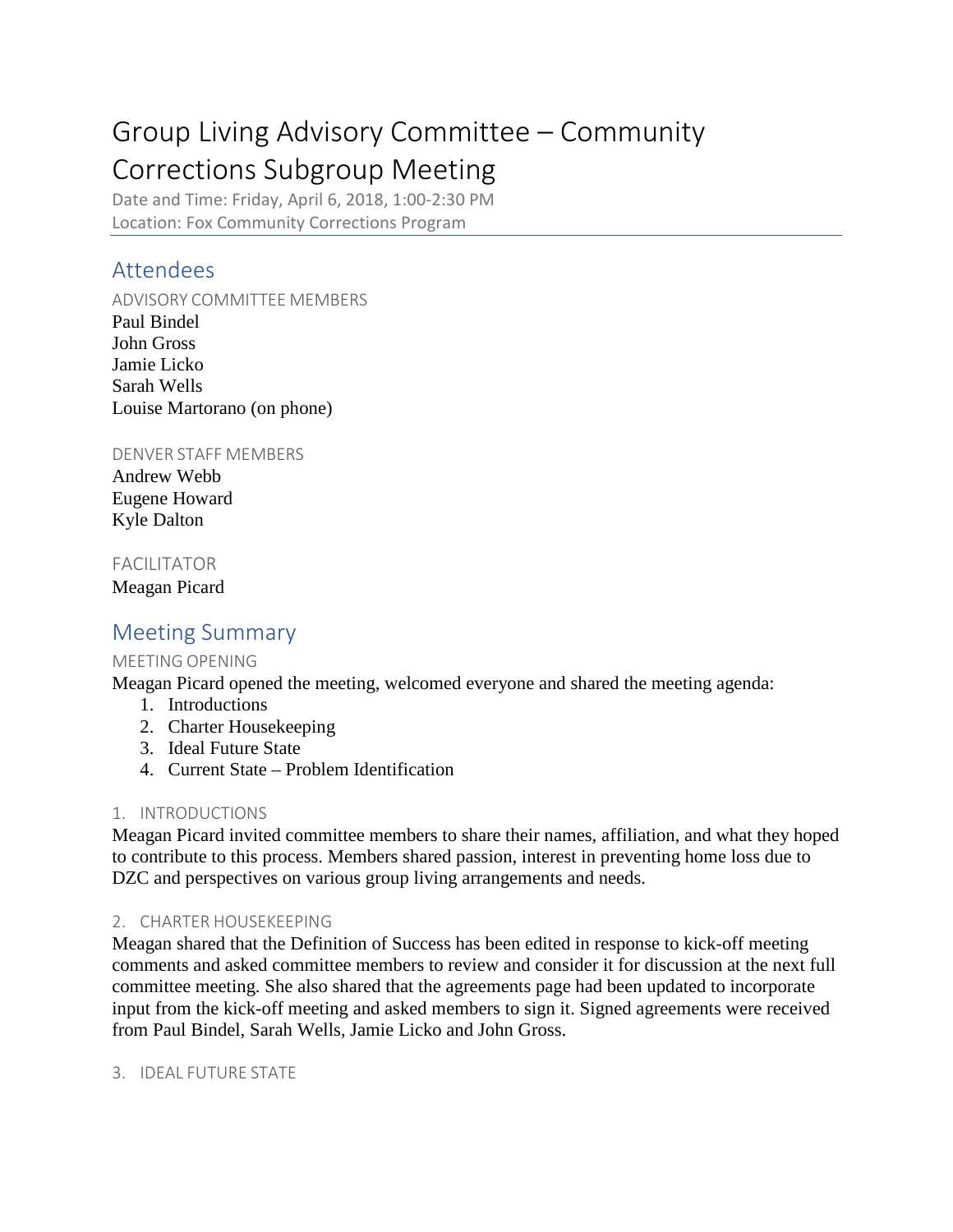# Group Living Advisory Committee – Community Corrections Subgroup Meeting

Date and Time: Friday, April 6, 2018, 1:00-2:30 PM
Location: Fox Community Corrections Program

## Attendees

### ADVISORY COMMITTEE MEMBERS

Paul Bindel
John Gross
Jamie Licko
Sarah Wells
Louise Martorano (on phone)

### DENVER STAFF MEMBERS

Andrew Webb
Eugene Howard
Kyle Dalton

### FACILITATOR

Meagan Picard

## Meeting Summary

### MEETING OPENING

Meagan Picard opened the meeting, welcomed everyone and shared the meeting agenda:

1. Introductions
2. Charter Housekeeping
3. Ideal Future State
4. Current State – Problem Identification

### 1. INTRODUCTIONS

Meagan Picard invited committee members to share their names, affiliation, and what they hoped to contribute to this process. Members shared passion, interest in preventing home loss due to DZC and perspectives on various group living arrangements and needs.

### 2. CHARTER HOUSEKEEPING

Meagan shared that the Definition of Success has been edited in response to kick-off meeting comments and asked committee members to review and consider it for discussion at the next full committee meeting. She also shared that the agreements page had been updated to incorporate input from the kick-off meeting and asked members to sign it. Signed agreements were received from Paul Bindel, Sarah Wells, Jamie Licko and John Gross.

### 3. IDEAL FUTURE STATE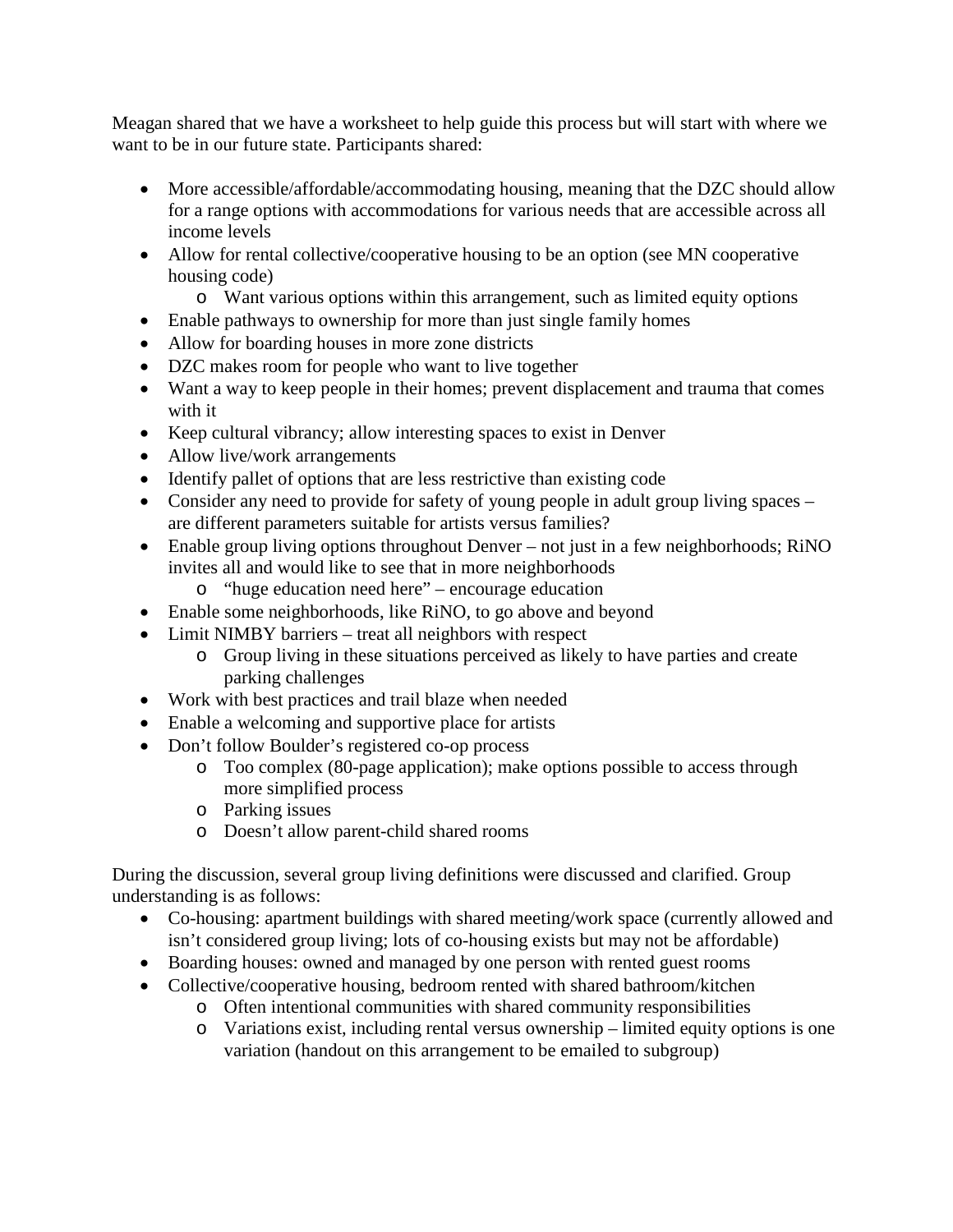Meagan shared that we have a worksheet to help guide this process but will start with where we want to be in our future state. Participants shared:

- More accessible/affordable/accommodating housing, meaning that the DZC should allow for a range options with accommodations for various needs that are accessible across all income levels
- Allow for rental collective/cooperative housing to be an option (see MN cooperative housing code)
  - Want various options within this arrangement, such as limited equity options
- Enable pathways to ownership for more than just single family homes
- Allow for boarding houses in more zone districts
- DZC makes room for people who want to live together
- Want a way to keep people in their homes; prevent displacement and trauma that comes with it
- Keep cultural vibrancy; allow interesting spaces to exist in Denver
- Allow live/work arrangements
- Identify pallet of options that are less restrictive than existing code
- Consider any need to provide for safety of young people in adult group living spaces – are different parameters suitable for artists versus families?
- Enable group living options throughout Denver – not just in a few neighborhoods; RiNO invites all and would like to see that in more neighborhoods
  - "huge education need here" – encourage education
- Enable some neighborhoods, like RiNO, to go above and beyond
- Limit NIMBY barriers – treat all neighbors with respect
  - Group living in these situations perceived as likely to have parties and create parking challenges
- Work with best practices and trail blaze when needed
- Enable a welcoming and supportive place for artists
- Don't follow Boulder's registered co-op process
  - Too complex (80-page application); make options possible to access through more simplified process
  - Parking issues
  - Doesn't allow parent-child shared rooms

During the discussion, several group living definitions were discussed and clarified. Group understanding is as follows:

- Co-housing: apartment buildings with shared meeting/work space (currently allowed and isn't considered group living; lots of co-housing exists but may not be affordable)
- Boarding houses: owned and managed by one person with rented guest rooms
- Collective/cooperative housing, bedroom rented with shared bathroom/kitchen
  - Often intentional communities with shared community responsibilities
  - Variations exist, including rental versus ownership – limited equity options is one variation (handout on this arrangement to be emailed to subgroup)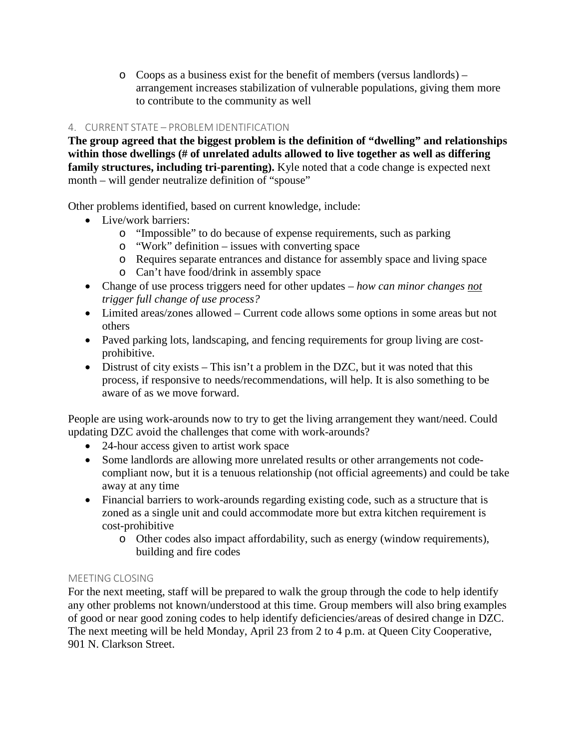- Coops as a business exist for the benefit of members (versus landlords) – arrangement increases stabilization of vulnerable populations, giving them more to contribute to the community as well

### 4. CURRENT STATE – PROBLEM IDENTIFICATION

**The group agreed that the biggest problem is the definition of "dwelling" and relationships within those dwellings (# of unrelated adults allowed to live together as well as differing family structures, including tri-parenting).** Kyle noted that a code change is expected next month – will gender neutralize definition of "spouse"

Other problems identified, based on current knowledge, include:

- Live/work barriers:
    - "Impossible" to do because of expense requirements, such as parking
    - "Work" definition – issues with converting space
    - Requires separate entrances and distance for assembly space and living space
    - Can't have food/drink in assembly space
- Change of use process triggers need for other updates – *how can minor changes <u>not</u> trigger full change of use process?*
- Limited areas/zones allowed – Current code allows some options in some areas but not others
- Paved parking lots, landscaping, and fencing requirements for group living are cost-prohibitive.
- Distrust of city exists – This isn't a problem in the DZC, but it was noted that this process, if responsive to needs/recommendations, will help. It is also something to be aware of as we move forward.

People are using work-arounds now to try to get the living arrangement they want/need. Could updating DZC avoid the challenges that come with work-arounds?

- 24-hour access given to artist work space
- Some landlords are allowing more unrelated results or other arrangements not code-compliant now, but it is a tenuous relationship (not official agreements) and could be take away at any time
- Financial barriers to work-arounds regarding existing code, such as a structure that is zoned as a single unit and could accommodate more but extra kitchen requirement is cost-prohibitive
    - Other codes also impact affordability, such as energy (window requirements), building and fire codes

### MEETING CLOSING

For the next meeting, staff will be prepared to walk the group through the code to help identify any other problems not known/understood at this time. Group members will also bring examples of good or near good zoning codes to help identify deficiencies/areas of desired change in DZC. The next meeting will be held Monday, April 23 from 2 to 4 p.m. at Queen City Cooperative, 901 N. Clarkson Street.